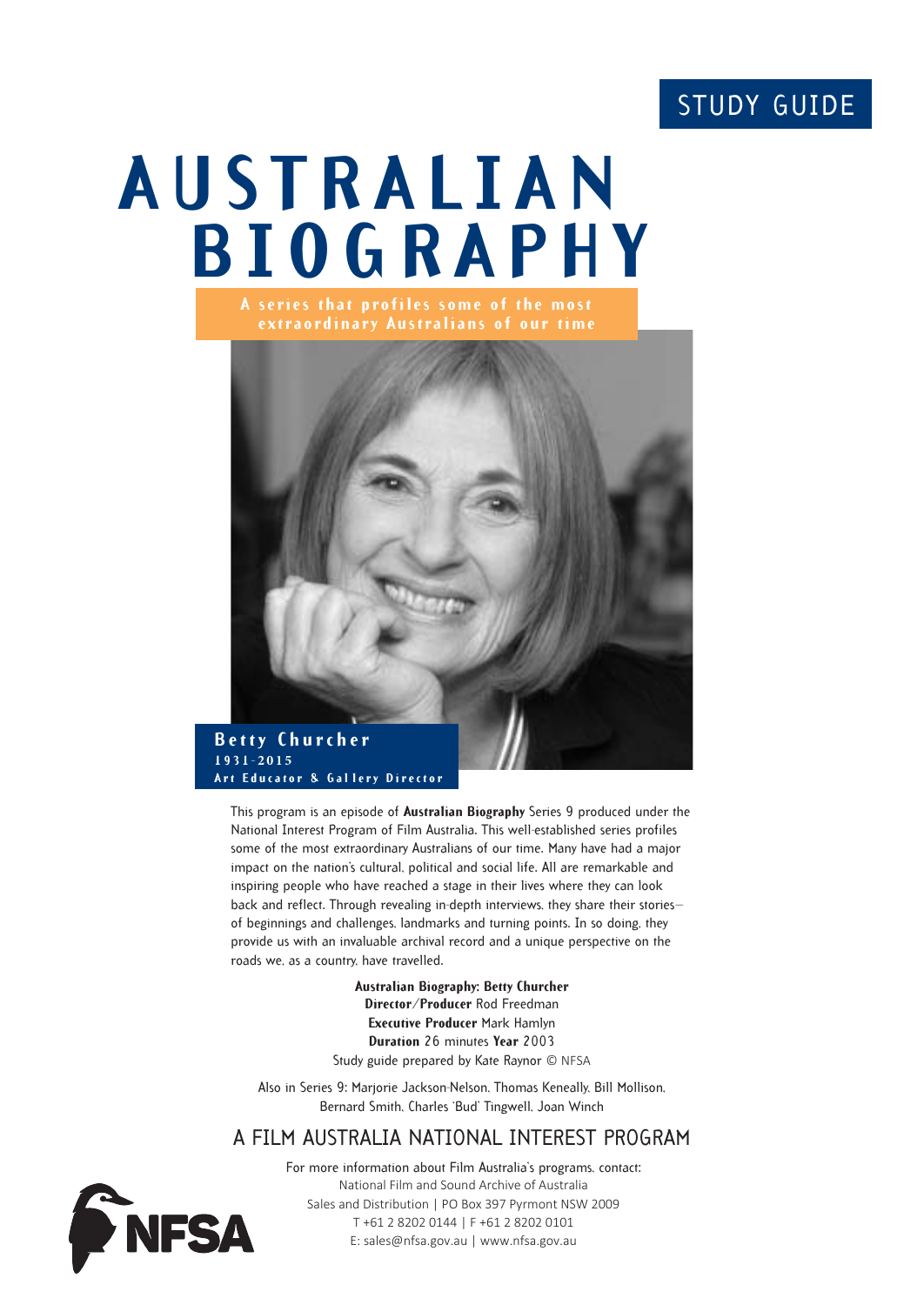STUDY GUIDE

# AUSTRALIAN BIOGRAPHY

**A series that profiles some of the most extraordinary Australians of our time**

## Betty Churcher

**1931–2015**

**Art Educator & Gallery Director**

This program is an episode of **Australian Biography** Series 9 produced under the National Interest Program of Film Australia. This well-established series profiles some of the most extraordinary Australians of our time. Many have had a major impact on the nation's cultural, political and social life. All are remarkable and inspiring people who have reached a stage in their lives where they can look back and reflect. Through revealing in-depth interviews, they share their stories—of beginnings and challenges, landmarks and turning points. In so doing, they provide us with an invaluable archival record and a unique perspective on the roads we, as a country, have travelled.

**Australian Biography: Betty Churcher**
**Director/Producer** Rod Freedman
**Executive Producer** Mark Hamlyn
**Duration** 26 minutes **Year** 2003
Study guide prepared by Kate Raynor © NFSA

Also in Series 9: Marjorie Jackson-Nelson, Thomas Keneally, Bill Mollison, Bernard Smith, Charles 'Bud' Tingwell, Joan Winch

## A FILM AUSTRALIA NATIONAL INTEREST PROGRAM

For more information about Film Australia's programs, contact:
National Film and Sound Archive of Australia
Sales and Distribution | PO Box 397 Pyrmont NSW 2009
T +61 2 8202 0144 | F +61 2 8202 0101
E: sales@nfsa.gov.au | www.nfsa.gov.au

NFSA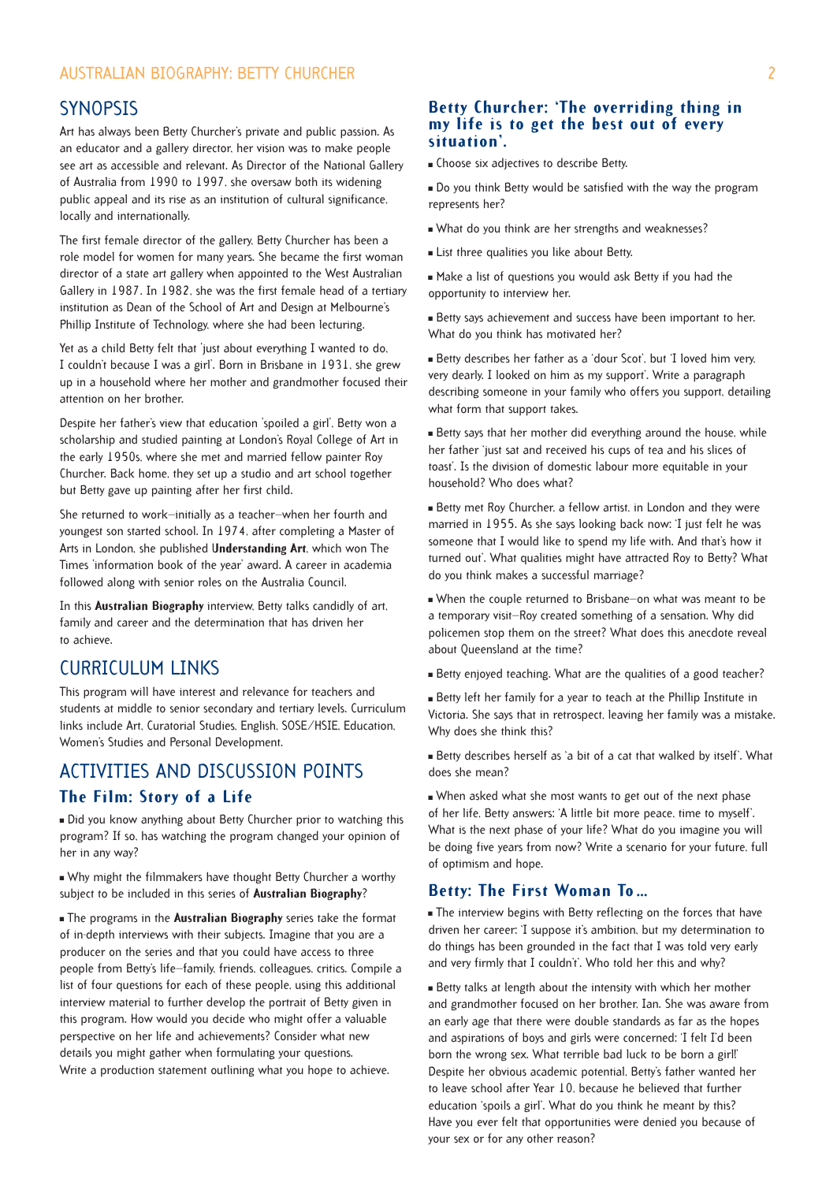## SYNOPSIS

Art has always been Betty Churcher's private and public passion. As an educator and a gallery director, her vision was to make people see art as accessible and relevant. As Director of the National Gallery of Australia from 1990 to 1997, she oversaw both its widening public appeal and its rise as an institution of cultural significance, locally and internationally.

The first female director of the gallery, Betty Churcher has been a role model for women for many years. She became the first woman director of a state art gallery when appointed to the West Australian Gallery in 1987. In 1982, she was the first female head of a tertiary institution as Dean of the School of Art and Design at Melbourne's Phillip Institute of Technology, where she had been lecturing.

Yet as a child Betty felt that 'just about everything I wanted to do, I couldn't because I was a girl'. Born in Brisbane in 1931, she grew up in a household where her mother and grandmother focused their attention on her brother.

Despite her father's view that education 'spoiled a girl', Betty won a scholarship and studied painting at London's Royal College of Art in the early 1950s, where she met and married fellow painter Roy Churcher. Back home, they set up a studio and art school together but Betty gave up painting after her first child.

She returned to work—initially as a teacher—when her fourth and youngest son started school. In 1974, after completing a Master of Arts in London, she published **Understanding Art**, which won The Times 'information book of the year' award. A career in academia followed along with senior roles on the Australia Council.

In this **Australian Biography** interview, Betty talks candidly of art, family and career and the determination that has driven her to achieve.

## CURRICULUM LINKS

This program will have interest and relevance for teachers and students at middle to senior secondary and tertiary levels. Curriculum links include Art, Curatorial Studies, English, SOSE/HSIE, Education, Women's Studies and Personal Development.

## ACTIVITIES AND DISCUSSION POINTS

### The Film: Story of a Life

- Did you know anything about Betty Churcher prior to watching this program? If so, has watching the program changed your opinion of her in any way?

- Why might the filmmakers have thought Betty Churcher a worthy subject to be included in this series of **Australian Biography**?

- The programs in the **Australian Biography** series take the format of in-depth interviews with their subjects. Imagine that you are a producer on the series and that you could have access to three people from Betty's life—family, friends, colleagues, critics. Compile a list of four questions for each of these people, using this additional interview material to further develop the portrait of Betty given in this program. How would you decide who might offer a valuable perspective on her life and achievements? Consider what new details you might gather when formulating your questions. Write a production statement outlining what you hope to achieve.

### Betty Churcher: 'The overriding thing in my life is to get the best out of every situation'.

- Choose six adjectives to describe Betty.

- Do you think Betty would be satisfied with the way the program represents her?

- What do you think are her strengths and weaknesses?

- List three qualities you like about Betty.

- Make a list of questions you would ask Betty if you had the opportunity to interview her.

- Betty says achievement and success have been important to her. What do you think has motivated her?

- Betty describes her father as a 'dour Scot', but 'I loved him very, very dearly. I looked on him as my support'. Write a paragraph describing someone in your family who offers you support, detailing what form that support takes.

- Betty says that her mother did everything around the house, while her father 'just sat and received his cups of tea and his slices of toast'. Is the division of domestic labour more equitable in your household? Who does what?

- Betty met Roy Churcher, a fellow artist, in London and they were married in 1955. As she says looking back now: 'I just felt he was someone that I would like to spend my life with. And that's how it turned out'. What qualities might have attracted Roy to Betty? What do you think makes a successful marriage?

- When the couple returned to Brisbane—on what was meant to be a temporary visit—Roy created something of a sensation. Why did policemen stop them on the street? What does this anecdote reveal about Queensland at the time?

- Betty enjoyed teaching. What are the qualities of a good teacher?

- Betty left her family for a year to teach at the Phillip Institute in Victoria. She says that in retrospect, leaving her family was a mistake. Why does she think this?

- Betty describes herself as 'a bit of a cat that walked by itself'. What does she mean?

- When asked what she most wants to get out of the next phase of her life, Betty answers: 'A little bit more peace, time to myself'. What is the next phase of your life? What do you imagine you will be doing five years from now? Write a scenario for your future, full of optimism and hope.

### Betty: The First Woman To...

- The interview begins with Betty reflecting on the forces that have driven her career: 'I suppose it's ambition, but my determination to do things has been grounded in the fact that I was told very early and very firmly that I couldn't'. Who told her this and why?

- Betty talks at length about the intensity with which her mother and grandmother focused on her brother, Ian. She was aware from an early age that there were double standards as far as the hopes and aspirations of boys and girls were concerned: 'I felt I'd been born the wrong sex. What terrible bad luck to be born a girl!' Despite her obvious academic potential, Betty's father wanted her to leave school after Year 10, because he believed that further education 'spoils a girl'. What do you think he meant by this? Have you ever felt that opportunities were denied you because of your sex or for any other reason?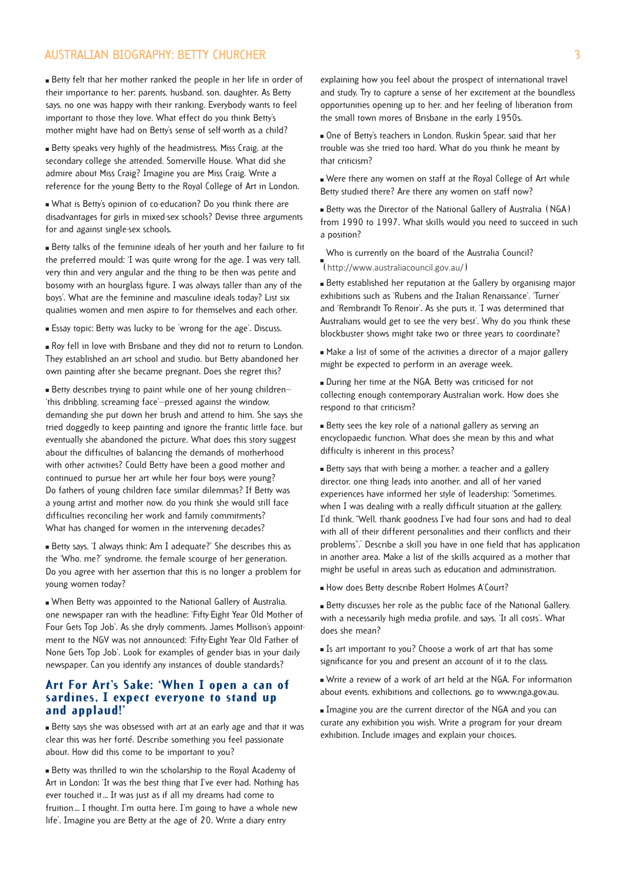- Betty felt that her mother ranked the people in her life in order of their importance to her: parents, husband, son, daughter. As Betty says, no one was happy with their ranking. Everybody wants to feel important to those they love. What effect do you think Betty's mother might have had on Betty's sense of self-worth as a child?

- Betty speaks very highly of the headmistress, Miss Craig, at the secondary college she attended, Somerville House. What did she admire about Miss Craig? Imagine you are Miss Craig. Write a reference for the young Betty to the Royal College of Art in London.

- What is Betty's opinion of co-education? Do you think there are disadvantages for girls in mixed-sex schools? Devise three arguments for and against single-sex schools.

- Betty talks of the feminine ideals of her youth and her failure to fit the preferred mould: 'I was quite wrong for the age. I was very tall, very thin and very angular and the thing to be then was petite and bosomy with an hourglass figure. I was always taller than any of the boys'. What are the feminine and masculine ideals today? List six qualities women and men aspire to for themselves and each other.

- Essay topic: Betty was lucky to be 'wrong for the age'. Discuss.

- Roy fell in love with Brisbane and they did not to return to London. They established an art school and studio, but Betty abandoned her own painting after she became pregnant. Does she regret this?

- Betty describes trying to paint while one of her young children—'this dribbling, screaming face'—pressed against the window, demanding she put down her brush and attend to him. She says she tried doggedly to keep painting and ignore the frantic little face, but eventually she abandoned the picture. What does this story suggest about the difficulties of balancing the demands of motherhood with other activities? Could Betty have been a good mother and continued to pursue her art while her four boys were young? Do fathers of young children face similar dilemmas? If Betty was a young artist and mother now, do you think she would still face difficulties reconciling her work and family commitments? What has changed for women in the intervening decades?

- Betty says, 'I always think: Am I adequate?' She describes this as the 'Who, me?' syndrome, the female scourge of her generation. Do you agree with her assertion that this is no longer a problem for young women today?

- When Betty was appointed to the National Gallery of Australia, one newspaper ran with the headline: 'Fifty-Eight Year Old Mother of Four Gets Top Job'. As she dryly comments, James Mollison's appointment to the NGV was not announced: 'Fifty-Eight Year Old Father of None Gets Top Job'. Look for examples of gender bias in your daily newspaper. Can you identify any instances of double standards?

## Art For Art's Sake: 'When I open a can of sardines, I expect everyone to stand up and applaud!'

- Betty says she was obsessed with art at an early age and that it was clear this was her forté. Describe something you feel passionate about. How did this come to be important to you?

- Betty was thrilled to win the scholarship to the Royal Academy of Art in London: 'It was the best thing that I've ever had. Nothing has ever touched it… It was just as if all my dreams had come to fruition… I thought, I'm outta here. I'm going to have a whole new life'. Imagine you are Betty at the age of 20. Write a diary entry explaining how you feel about the prospect of international travel and study. Try to capture a sense of her excitement at the boundless opportunities opening up to her, and her feeling of liberation from the small town mores of Brisbane in the early 1950s.

- One of Betty's teachers in London, Ruskin Spear, said that her trouble was she tried too hard. What do you think he meant by that criticism?

- Were there any women on staff at the Royal College of Art while Betty studied there? Are there any women on staff now?

- Betty was the Director of the National Gallery of Australia (NGA) from 1990 to 1997. What skills would you need to succeed in such a position?

- Who is currently on the board of the Australia Council? (http://www.australiacouncil.gov.au/)

- Betty established her reputation at the Gallery by organising major exhibitions such as 'Rubens and the Italian Renaissance', 'Turner' and 'Rembrandt To Renoir'. As she puts it, 'I was determined that Australians would get to see the very best'. Why do you think these blockbuster shows might take two or three years to coordinate?

- Make a list of some of the activities a director of a major gallery might be expected to perform in an average week.

- During her time at the NGA, Betty was criticised for not collecting enough contemporary Australian work. How does she respond to that criticism?

- Betty sees the key role of a national gallery as serving an encyclopaedic function. What does she mean by this and what difficulty is inherent in this process?

- Betty says that with being a mother, a teacher and a gallery director, one thing leads into another, and all of her varied experiences have informed her style of leadership: 'Sometimes, when I was dealing with a really difficult situation at the gallery, I'd think, "Well, thank goodness I've had four sons and had to deal with all of their different personalities and their conflicts and their problems".' Describe a skill you have in one field that has application in another area. Make a list of the skills acquired as a mother that might be useful in areas such as education and administration.

- How does Betty describe Robert Holmes A'Court?

- Betty discusses her role as the public face of the National Gallery, with a necessarily high media profile, and says, 'It all costs'. What does she mean?

- Is art important to you? Choose a work of art that has some significance for you and present an account of it to the class.

- Write a review of a work of art held at the NGA. For information about events, exhibitions and collections, go to www.nga.gov.au.

- Imagine you are the current director of the NGA and you can curate any exhibition you wish. Write a program for your dream exhibition. Include images and explain your choices.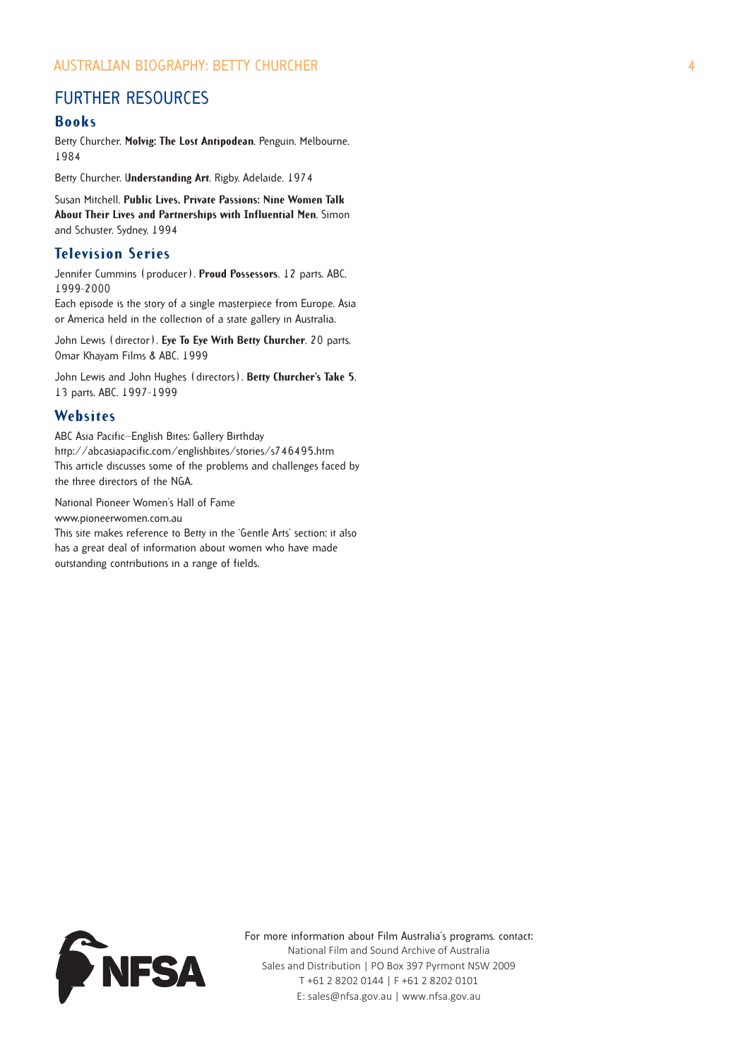## FURTHER RESOURCES

### Books

Betty Churcher, **Molvig: The Lost Antipodean**, Penguin, Melbourne, 1984

Betty Churcher, **Understanding Art**, Rigby, Adelaide, 1974

Susan Mitchell, **Public Lives, Private Passions: Nine Women Talk About Their Lives and Partnerships with Influential Men**, Simon and Schuster, Sydney, 1994

### Television Series

Jennifer Cummins (producer), **Proud Possessors**, 12 parts, ABC, 1999-2000
Each episode is the story of a single masterpiece from Europe, Asia or America held in the collection of a state gallery in Australia.

John Lewis (director), **Eye To Eye With Betty Churcher**, 20 parts, Omar Khayam Films & ABC, 1999

John Lewis and John Hughes (directors), **Betty Churcher's Take 5**, 13 parts, ABC, 1997-1999

### Websites

ABC Asia Pacific–English Bites: Gallery Birthday
http://abcasiapacific.com/englishbites/stories/s746495.htm
This article discusses some of the problems and challenges faced by the three directors of the NGA.

National Pioneer Women's Hall of Fame
www.pioneerwomen.com.au
This site makes reference to Betty in the 'Gentle Arts' section; it also has a great deal of information about women who have made outstanding contributions in a range of fields.

NFSA

For more information about Film Australia's programs, contact:
National Film and Sound Archive of Australia
Sales and Distribution | PO Box 397 Pyrmont NSW 2009
T +61 2 8202 0144 | F +61 2 8202 0101
E: sales@nfsa.gov.au | www.nfsa.gov.au